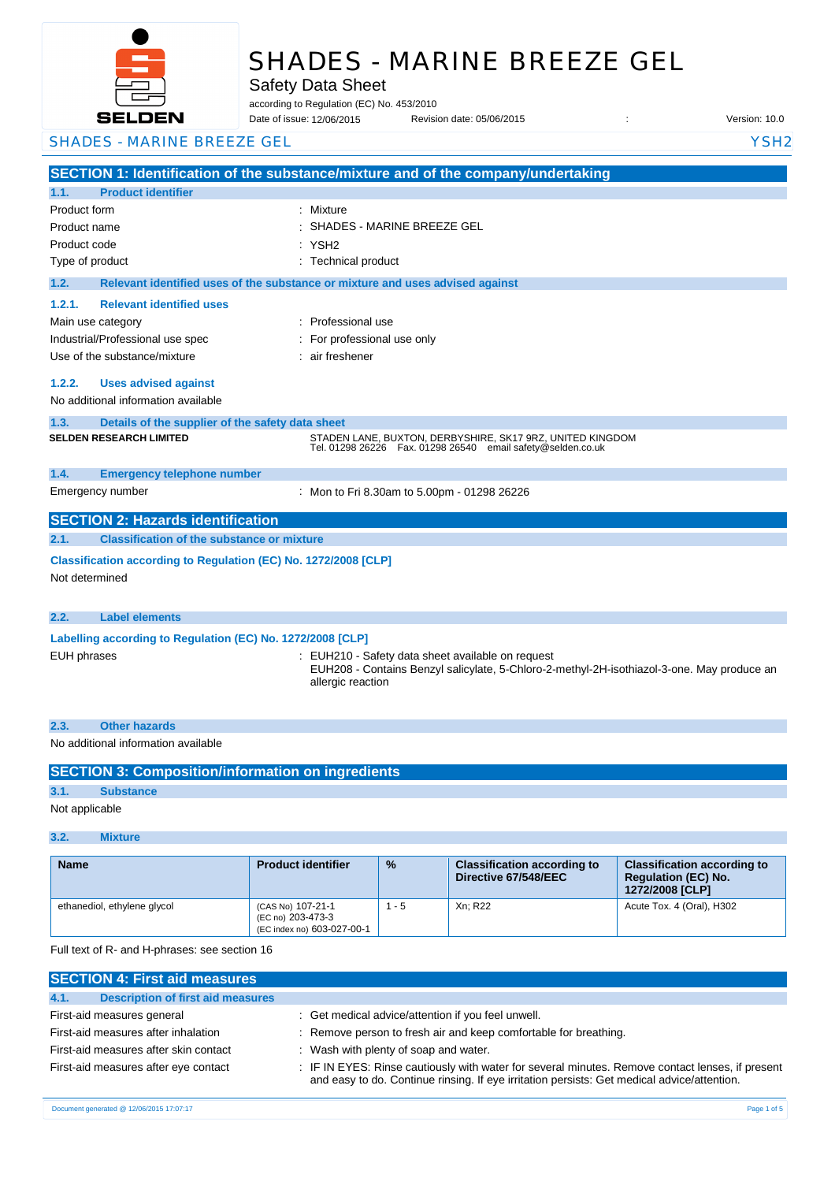# SHADES - MARINE BREEZE GEL

Safety Data Sheet

according to Regulation (EC) No. 453/2010

Date of issue: 12/06/2015 Revision date: 05/06/2015 : Version: 10.0

SHADES - MARINE BREEZE GEL YSH2

## SECTION 1: Identification of the substance/mixture and of the company/undertaking

### 1.1. Product identifier

| | |
|---|---|
| Product form | : Mixture |
| Product name | : SHADES - MARINE BREEZE GEL |
| Product code | : YSH2 |
| Type of product | : Technical product |

### 1.2. Relevant identified uses of the substance or mixture and uses advised against

#### 1.2.1. Relevant identified uses

| | |
|---|---|
| Main use category | : Professional use |
| Industrial/Professional use spec | : For professional use only |
| Use of the substance/mixture | : air freshener |

#### 1.2.2. Uses advised against

No additional information available

### 1.3. Details of the supplier of the safety data sheet

**SELDEN RESEARCH LIMITED**

STADEN LANE, BUXTON, DERBYSHIRE, SK17 9RZ, UNITED KINGDOM
Tel. 01298 26226 Fax. 01298 26540 email safety@selden.co.uk

### 1.4. Emergency telephone number

Emergency number : Mon to Fri 8.30am to 5.00pm - 01298 26226

## SECTION 2: Hazards identification

### 2.1. Classification of the substance or mixture

**Classification according to Regulation (EC) No. 1272/2008 [CLP]**

Not determined

### 2.2. Label elements

**Labelling according to Regulation (EC) No. 1272/2008 [CLP]**

EUH phrases : EUH210 - Safety data sheet available on request
EUH208 - Contains Benzyl salicylate, 5-Chloro-2-methyl-2H-isothiazol-3-one. May produce an allergic reaction

### 2.3. Other hazards

No additional information available

## SECTION 3: Composition/information on ingredients

### 3.1. Substance

Not applicable

### 3.2. Mixture

| Name | Product identifier | % | Classification according to Directive 67/548/EEC | Classification according to Regulation (EC) No. 1272/2008 [CLP] |
|---|---|---|---|---|
| ethanediol, ethylene glycol | (CAS No) 107-21-1<br>(EC no) 203-473-3<br>(EC index no) 603-027-00-1 | 1 - 5 | Xn; R22 | Acute Tox. 4 (Oral), H302 |

Full text of R- and H-phrases: see section 16

## SECTION 4: First aid measures

### 4.1. Description of first aid measures

| | |
|---|---|
| First-aid measures general | : Get medical advice/attention if you feel unwell. |
| First-aid measures after inhalation | : Remove person to fresh air and keep comfortable for breathing. |
| First-aid measures after skin contact | : Wash with plenty of soap and water. |
| First-aid measures after eye contact | : IF IN EYES: Rinse cautiously with water for several minutes. Remove contact lenses, if present and easy to do. Continue rinsing. If eye irritation persists: Get medical advice/attention. |

Document generated @ 12/06/2015 17:07:17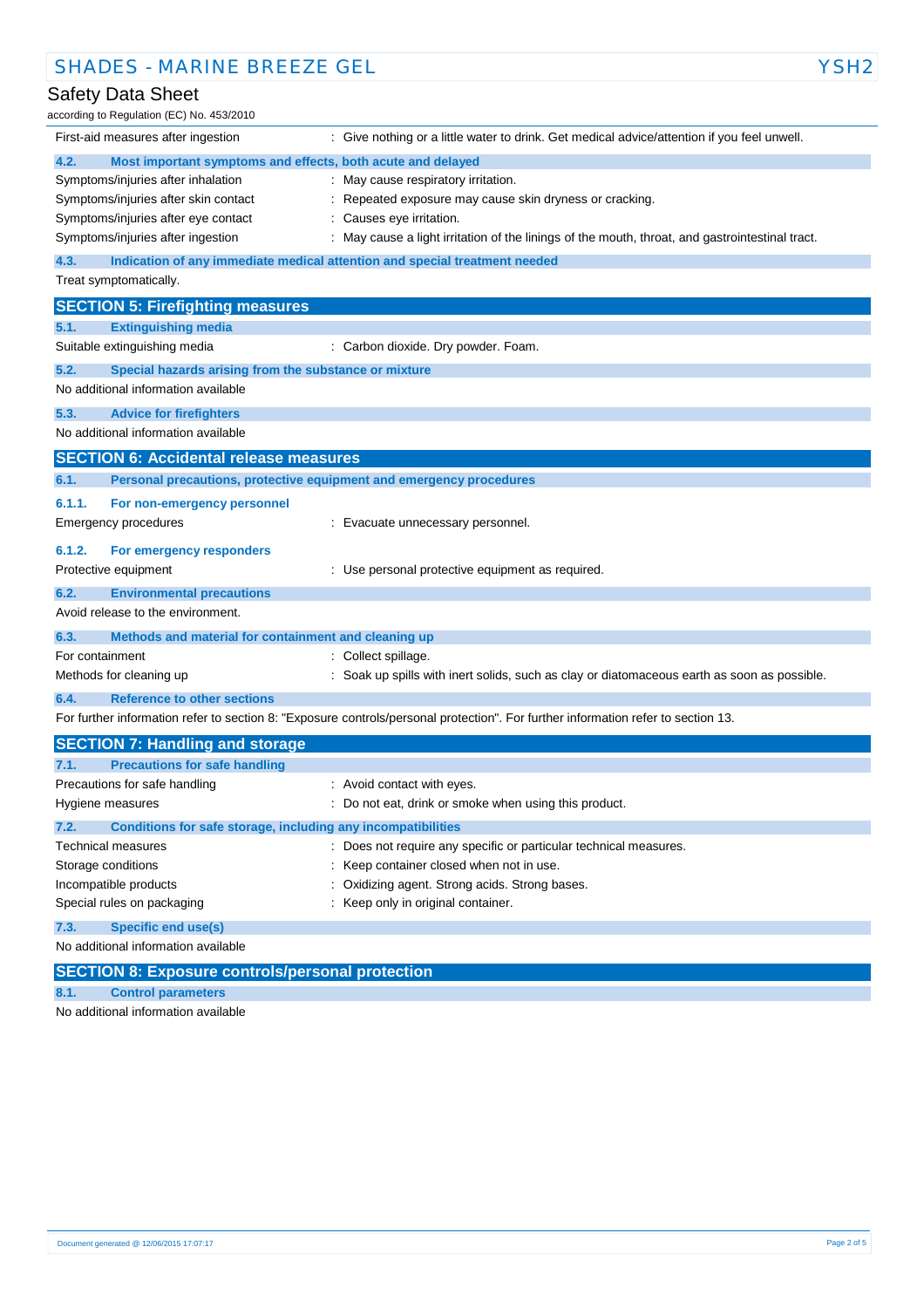First-aid measures after ingestion : Give nothing or a little water to drink. Get medical advice/attention if you feel unwell.

### 4.2. Most important symptoms and effects, both acute and delayed

| | |
|---|---|
| Symptoms/injuries after inhalation | : May cause respiratory irritation. |
| Symptoms/injuries after skin contact | : Repeated exposure may cause skin dryness or cracking. |
| Symptoms/injuries after eye contact | : Causes eye irritation. |
| Symptoms/injuries after ingestion | : May cause a light irritation of the linings of the mouth, throat, and gastrointestinal tract. |

### 4.3. Indication of any immediate medical attention and special treatment needed

Treat symptomatically.

## SECTION 5: Firefighting measures

### 5.1. Extinguishing media

Suitable extinguishing media : Carbon dioxide. Dry powder. Foam.

### 5.2. Special hazards arising from the substance or mixture

No additional information available

### 5.3. Advice for firefighters

No additional information available

## SECTION 6: Accidental release measures

### 6.1. Personal precautions, protective equipment and emergency procedures

#### 6.1.1. For non-emergency personnel

Emergency procedures : Evacuate unnecessary personnel.

#### 6.1.2. For emergency responders

Protective equipment : Use personal protective equipment as required.

### 6.2. Environmental precautions

Avoid release to the environment.

### 6.3. Methods and material for containment and cleaning up

| | |
|---|---|
| For containment | : Collect spillage. |
| Methods for cleaning up | : Soak up spills with inert solids, such as clay or diatomaceous earth as soon as possible. |

### 6.4. Reference to other sections

For further information refer to section 8: "Exposure controls/personal protection". For further information refer to section 13.

## SECTION 7: Handling and storage

### 7.1. Precautions for safe handling

| | |
|---|---|
| Precautions for safe handling | : Avoid contact with eyes. |
| Hygiene measures | : Do not eat, drink or smoke when using this product. |

### 7.2. Conditions for safe storage, including any incompatibilities

| | |
|---|---|
| Technical measures | : Does not require any specific or particular technical measures. |
| Storage conditions | : Keep container closed when not in use. |
| Incompatible products | : Oxidizing agent. Strong acids. Strong bases. |
| Special rules on packaging | : Keep only in original container. |

### 7.3. Specific end use(s)

No additional information available

## SECTION 8: Exposure controls/personal protection

### 8.1. Control parameters

No additional information available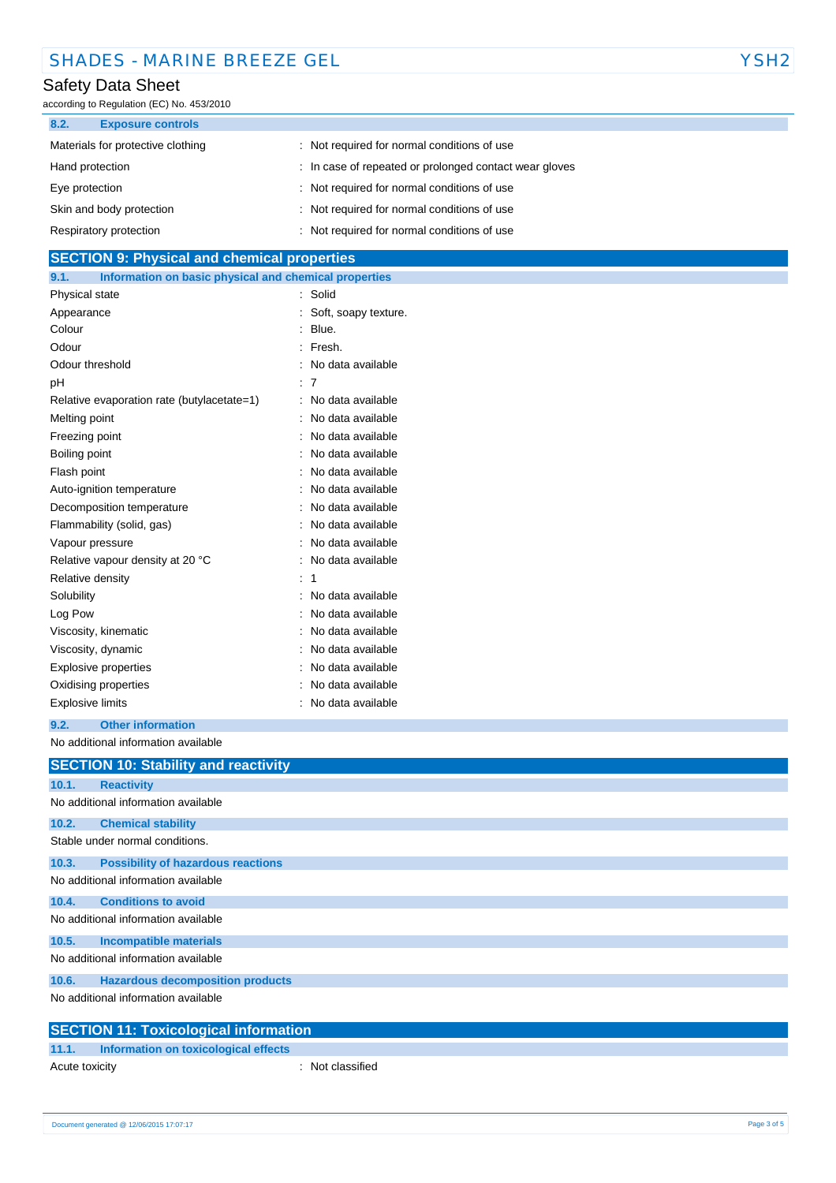### 8.2. Exposure controls

| | |
|---|---|
| Materials for protective clothing | : Not required for normal conditions of use |
| Hand protection | : In case of repeated or prolonged contact wear gloves |
| Eye protection | : Not required for normal conditions of use |
| Skin and body protection | : Not required for normal conditions of use |
| Respiratory protection | : Not required for normal conditions of use |

## SECTION 9: Physical and chemical properties

### 9.1. Information on basic physical and chemical properties

| | |
|---|---|
| Physical state | : Solid |
| Appearance | : Soft, soapy texture. |
| Colour | : Blue. |
| Odour | : Fresh. |
| Odour threshold | : No data available |
| pH | : 7 |
| Relative evaporation rate (butylacetate=1) | : No data available |
| Melting point | : No data available |
| Freezing point | : No data available |
| Boiling point | : No data available |
| Flash point | : No data available |
| Auto-ignition temperature | : No data available |
| Decomposition temperature | : No data available |
| Flammability (solid, gas) | : No data available |
| Vapour pressure | : No data available |
| Relative vapour density at 20 °C | : No data available |
| Relative density | : 1 |
| Solubility | : No data available |
| Log Pow | : No data available |
| Viscosity, kinematic | : No data available |
| Viscosity, dynamic | : No data available |
| Explosive properties | : No data available |
| Oxidising properties | : No data available |
| Explosive limits | : No data available |

### 9.2. Other information

No additional information available

## SECTION 10: Stability and reactivity

### 10.1. Reactivity

No additional information available

### 10.2. Chemical stability

Stable under normal conditions.

### 10.3. Possibility of hazardous reactions

No additional information available

### 10.4. Conditions to avoid

No additional information available

### 10.5. Incompatible materials

No additional information available

### 10.6. Hazardous decomposition products

No additional information available

## SECTION 11: Toxicological information

### 11.1. Information on toxicological effects

| | |
|---|---|
| Acute toxicity | : Not classified |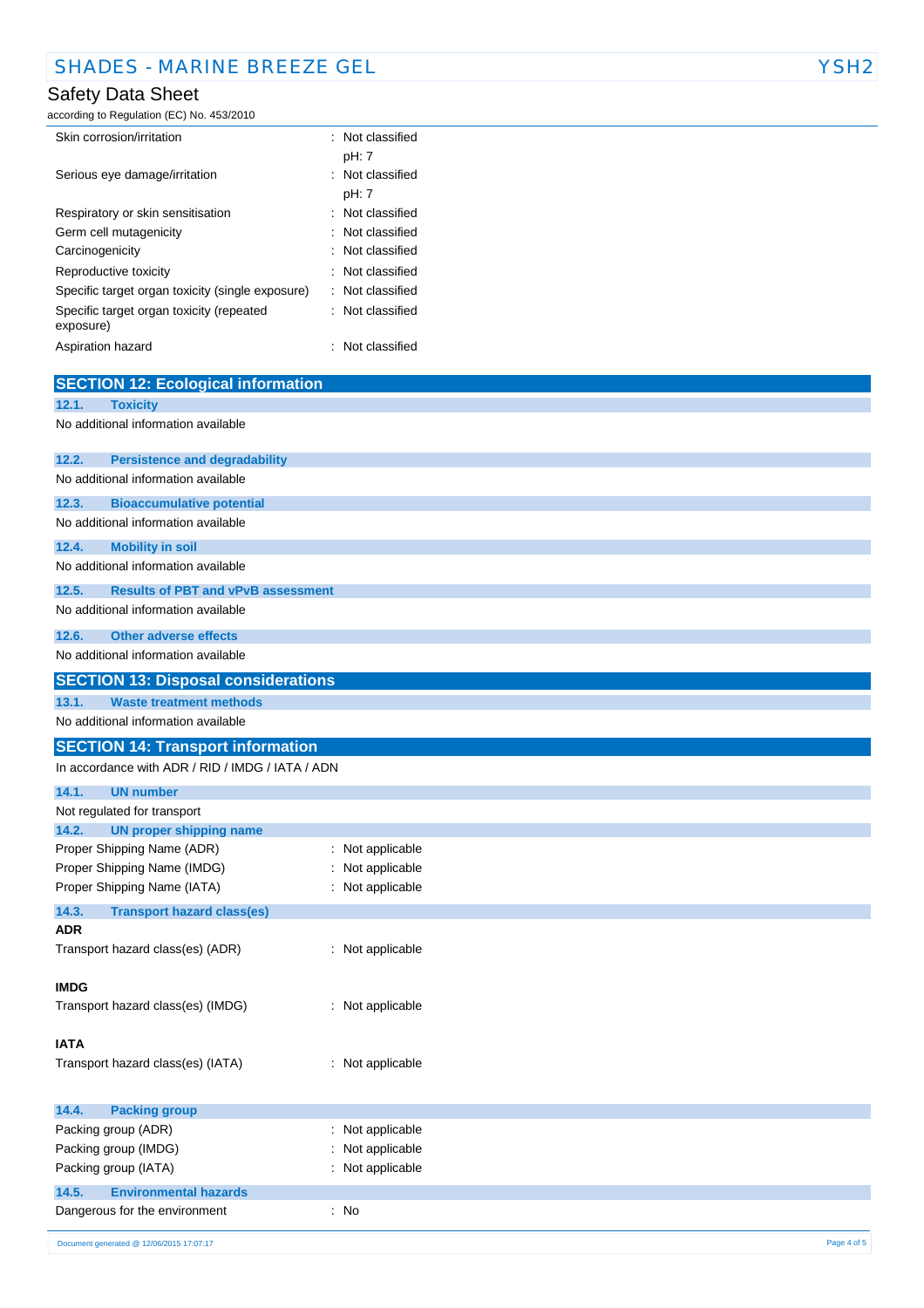| | |
|---|---|
| Skin corrosion/irritation | : Not classified<br>pH: 7 |
| Serious eye damage/irritation | : Not classified<br>pH: 7 |
| Respiratory or skin sensitisation | : Not classified |
| Germ cell mutagenicity | : Not classified |
| Carcinogenicity | : Not classified |
| Reproductive toxicity | : Not classified |
| Specific target organ toxicity (single exposure) | : Not classified |
| Specific target organ toxicity (repeated exposure) | : Not classified |
| Aspiration hazard | : Not classified |

## SECTION 12: Ecological information

### 12.1. Toxicity

No additional information available

### 12.2. Persistence and degradability

No additional information available

### 12.3. Bioaccumulative potential

No additional information available

### 12.4. Mobility in soil

No additional information available

### 12.5. Results of PBT and vPvB assessment

No additional information available

### 12.6. Other adverse effects

No additional information available

## SECTION 13: Disposal considerations

### 13.1. Waste treatment methods

No additional information available

## SECTION 14: Transport information

In accordance with ADR / RID / IMDG / IATA / ADN

### 14.1. UN number

Not regulated for transport

### 14.2. UN proper shipping name

| | |
|---|---|
| Proper Shipping Name (ADR) | : Not applicable |
| Proper Shipping Name (IMDG) | : Not applicable |
| Proper Shipping Name (IATA) | : Not applicable |

### 14.3. Transport hazard class(es)

**ADR**

Transport hazard class(es) (ADR) : Not applicable

**IMDG**

Transport hazard class(es) (IMDG) : Not applicable

**IATA**

Transport hazard class(es) (IATA) : Not applicable

### 14.4. Packing group

| | |
|---|---|
| Packing group (ADR) | : Not applicable |
| Packing group (IMDG) | : Not applicable |
| Packing group (IATA) | : Not applicable |

### 14.5. Environmental hazards

Dangerous for the environment : No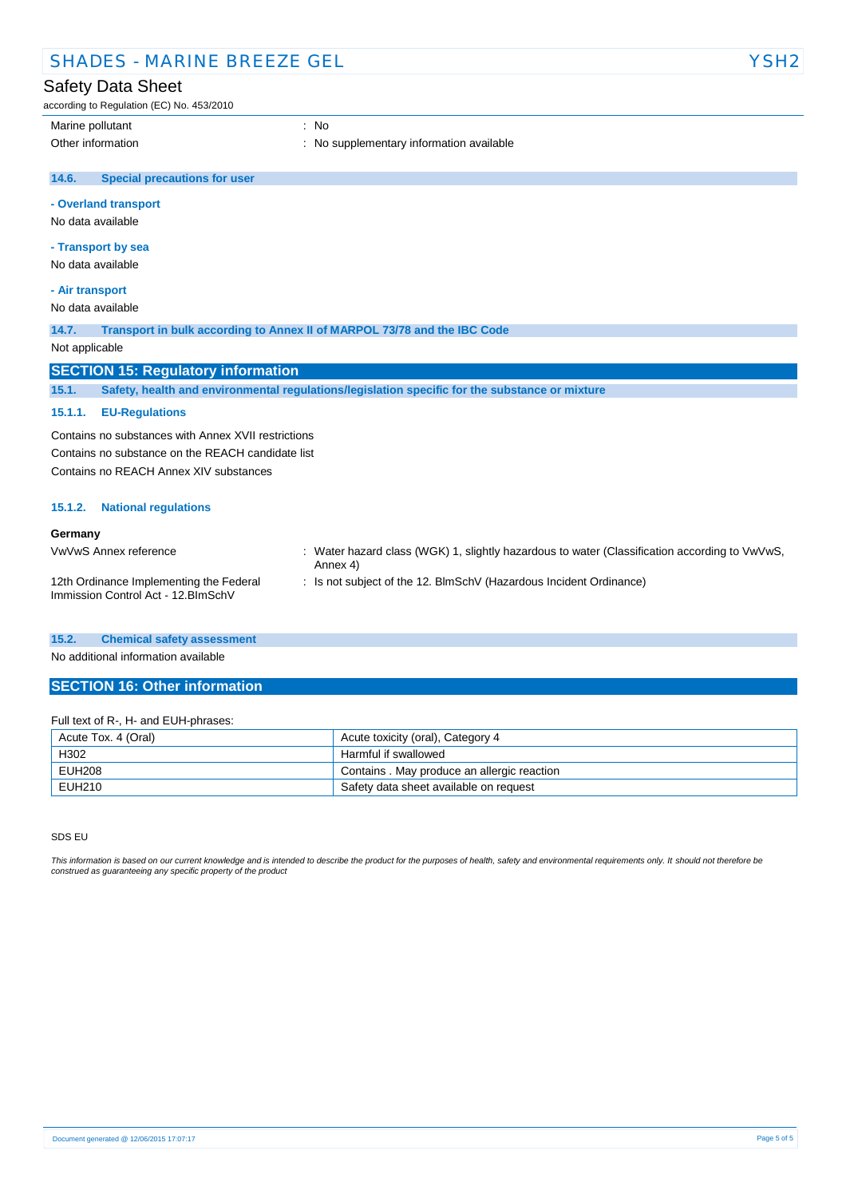Marine pollutant : No

Other information : No supplementary information available

### 14.6. Special precautions for user

**- Overland transport**

No data available

**- Transport by sea**

No data available

**- Air transport**

No data available

### 14.7. Transport in bulk according to Annex II of MARPOL 73/78 and the IBC Code

Not applicable

## SECTION 15: Regulatory information

### 15.1. Safety, health and environmental regulations/legislation specific for the substance or mixture

#### 15.1.1. EU-Regulations

Contains no substances with Annex XVII restrictions

Contains no substance on the REACH candidate list

Contains no REACH Annex XIV substances

#### 15.1.2. National regulations

**Germany**

VwVwS Annex reference : Water hazard class (WGK) 1, slightly hazardous to water (Classification according to VwVwS, Annex 4)

12th Ordinance Implementing the Federal Immission Control Act - 12.BImSchV : Is not subject of the 12. BlmSchV (Hazardous Incident Ordinance)

### 15.2. Chemical safety assessment

No additional information available

## SECTION 16: Other information

Full text of R-, H- and EUH-phrases:

| | |
|---|---|
| Acute Tox. 4 (Oral) | Acute toxicity (oral), Category 4 |
| H302 | Harmful if swallowed |
| EUH208 | Contains . May produce an allergic reaction |
| EUH210 | Safety data sheet available on request |

SDS EU

*This information is based on our current knowledge and is intended to describe the product for the purposes of health, safety and environmental requirements only. It should not therefore be construed as guaranteeing any specific property of the product*